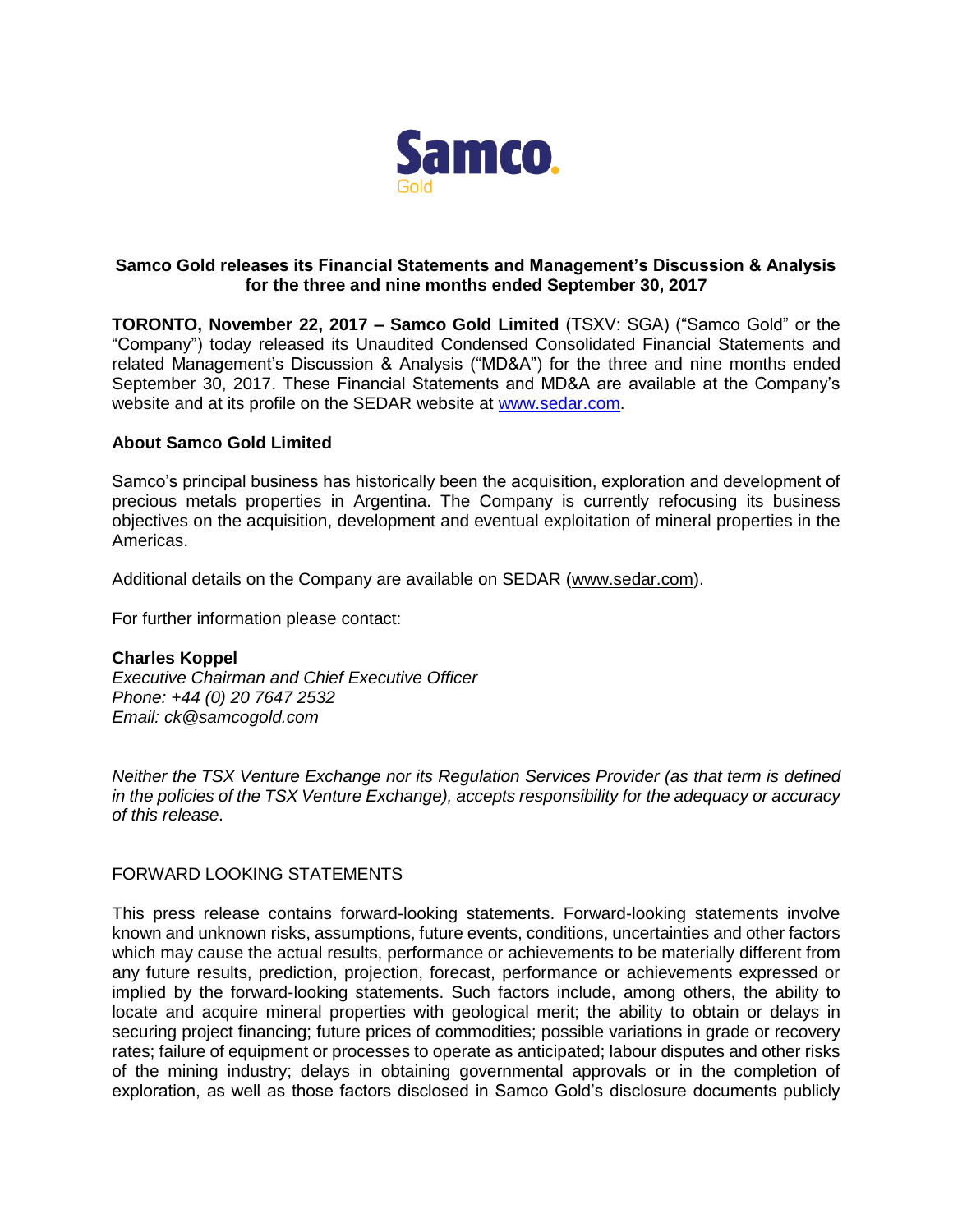Samco Gold

**Samco Gold releases its Financial Statements and Management's Discussion & Analysis for the three and nine months ended September 30, 2017**

**TORONTO, November 22, 2017 – Samco Gold Limited** (TSXV: SGA) ("Samco Gold" or the "Company") today released its Unaudited Condensed Consolidated Financial Statements and related Management's Discussion & Analysis ("MD&A") for the three and nine months ended September 30, 2017. These Financial Statements and MD&A are available at the Company's website and at its profile on the SEDAR website at www.sedar.com.

**About Samco Gold Limited**

Samco's principal business has historically been the acquisition, exploration and development of precious metals properties in Argentina. The Company is currently refocusing its business objectives on the acquisition, development and eventual exploitation of mineral properties in the Americas.

Additional details on the Company are available on SEDAR (www.sedar.com).

For further information please contact:

**Charles Koppel**
*Executive Chairman and Chief Executive Officer*
*Phone: +44 (0) 20 7647 2532*
*Email: ck@samcogold.com*

*Neither the TSX Venture Exchange nor its Regulation Services Provider (as that term is defined in the policies of the TSX Venture Exchange), accepts responsibility for the adequacy or accuracy of this release.*

FORWARD LOOKING STATEMENTS

This press release contains forward-looking statements. Forward-looking statements involve known and unknown risks, assumptions, future events, conditions, uncertainties and other factors which may cause the actual results, performance or achievements to be materially different from any future results, prediction, projection, forecast, performance or achievements expressed or implied by the forward-looking statements. Such factors include, among others, the ability to locate and acquire mineral properties with geological merit; the ability to obtain or delays in securing project financing; future prices of commodities; possible variations in grade or recovery rates; failure of equipment or processes to operate as anticipated; labour disputes and other risks of the mining industry; delays in obtaining governmental approvals or in the completion of exploration, as well as those factors disclosed in Samco Gold's disclosure documents publicly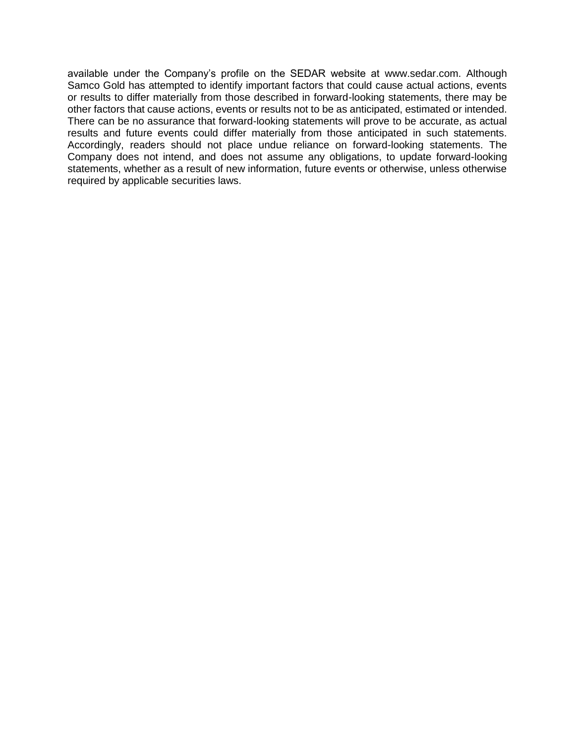available under the Company's profile on the SEDAR website at www.sedar.com. Although Samco Gold has attempted to identify important factors that could cause actual actions, events or results to differ materially from those described in forward-looking statements, there may be other factors that cause actions, events or results not to be as anticipated, estimated or intended. There can be no assurance that forward-looking statements will prove to be accurate, as actual results and future events could differ materially from those anticipated in such statements. Accordingly, readers should not place undue reliance on forward-looking statements. The Company does not intend, and does not assume any obligations, to update forward-looking statements, whether as a result of new information, future events or otherwise, unless otherwise required by applicable securities laws.